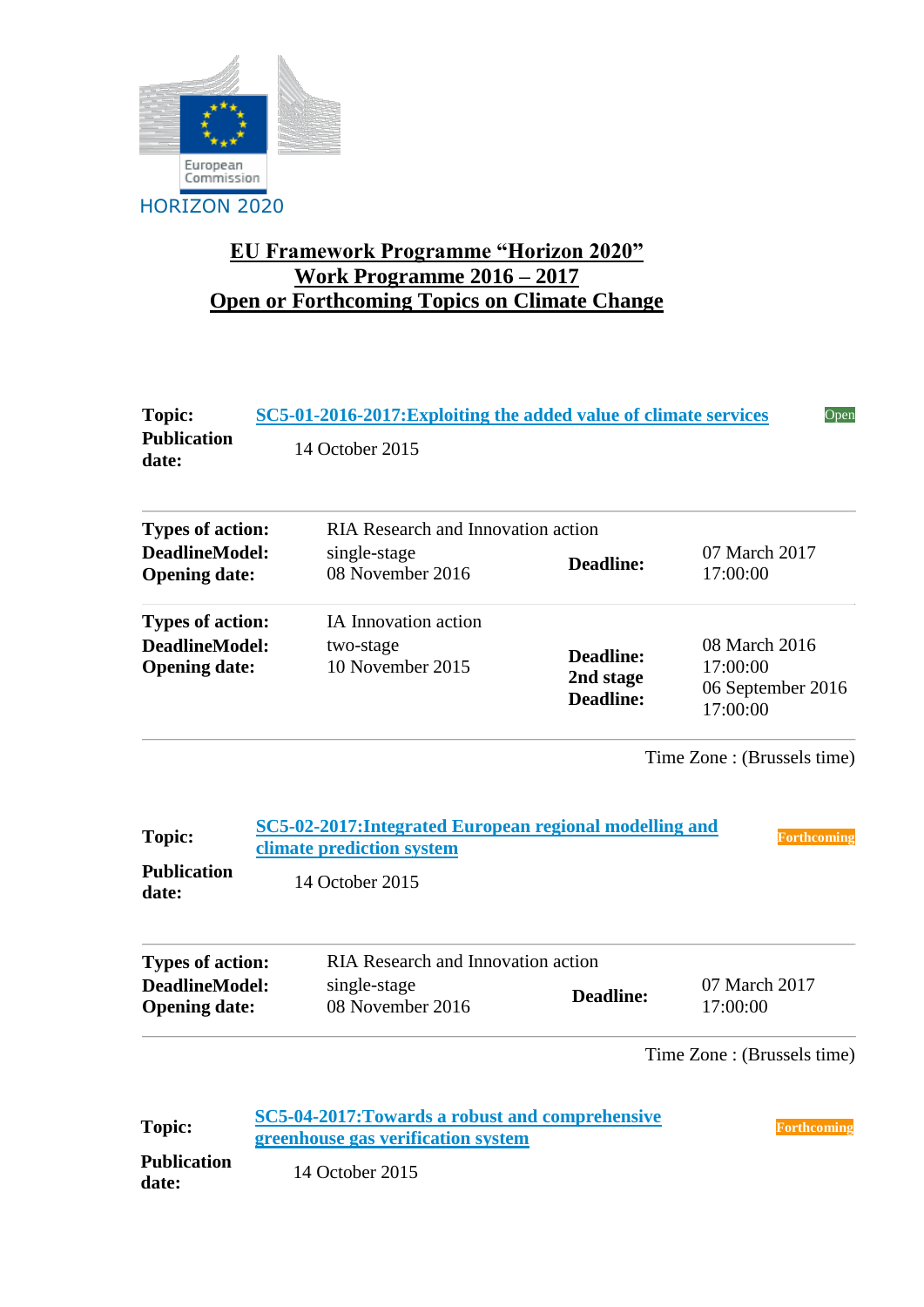European Commission

HORIZON 2020

# EU Framework Programme "Horizon 2020"
# Work Programme 2016 – 2017
# Open or Forthcoming Topics on Climate Change

**Topic:** SC5-01-2016-2017:Exploiting the added value of climate services — Open

**Publication date:** 14 October 2015

| | | | |
|---|---|---|---|
| **Types of action:** | RIA Research and Innovation action | | |
| **DeadlineModel:** | single-stage | **Deadline:** | 07 March 2017 17:00:00 |
| **Opening date:** | 08 November 2016 | | |
| **Types of action:** | IA Innovation action | | |
| **DeadlineModel:** | two-stage | **Deadline:** | 08 March 2016 17:00:00 |
| **Opening date:** | 10 November 2015 | **2nd stage Deadline:** | 06 September 2016 17:00:00 |

Time Zone : (Brussels time)

**Topic:** SC5-02-2017:Integrated European regional modelling and climate prediction system — Forthcoming

**Publication date:** 14 October 2015

| | | | |
|---|---|---|---|
| **Types of action:** | RIA Research and Innovation action | | |
| **DeadlineModel:** | single-stage | **Deadline:** | 07 March 2017 17:00:00 |
| **Opening date:** | 08 November 2016 | | |

Time Zone : (Brussels time)

**Topic:** SC5-04-2017:Towards a robust and comprehensive greenhouse gas verification system — Forthcoming

**Publication date:** 14 October 2015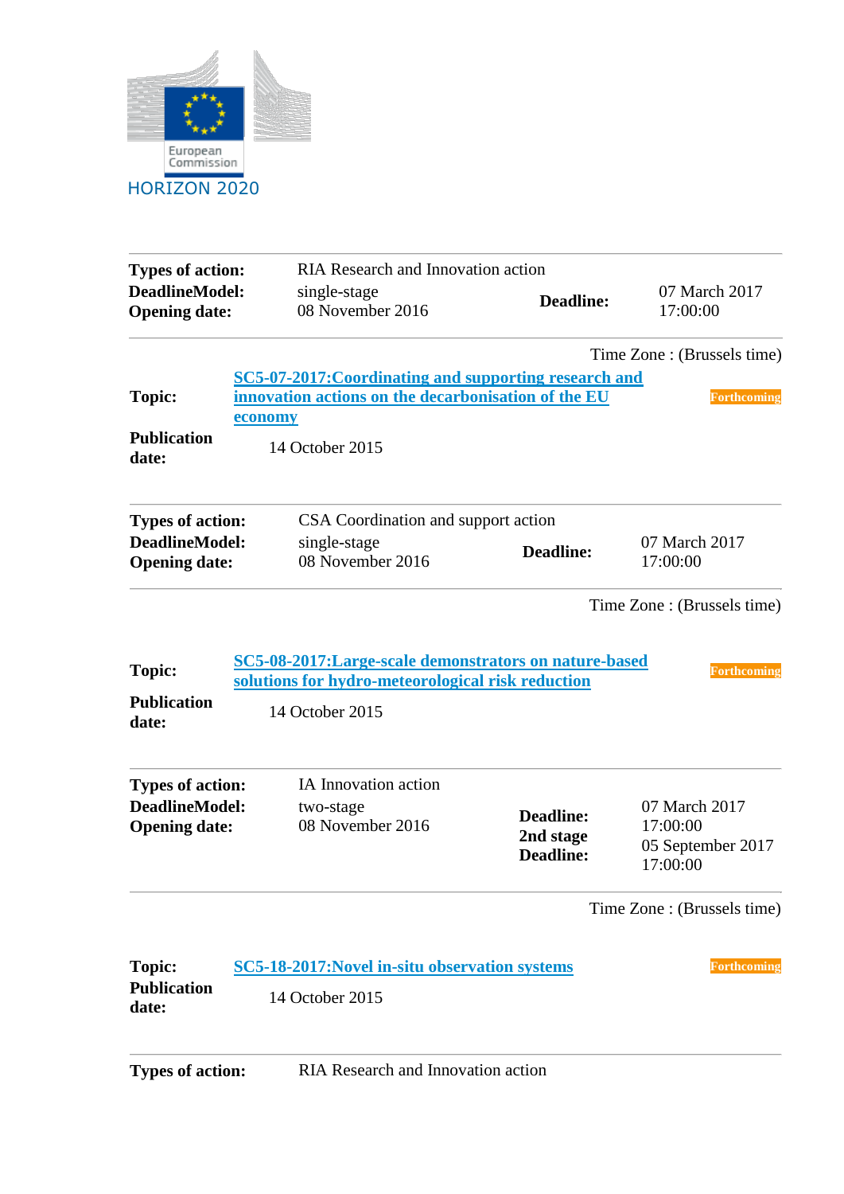HORIZON 2020

| | | | |
|---|---|---|---|
| **Types of action:** | RIA Research and Innovation action | | |
| **DeadlineModel:** | single-stage | **Deadline:** | 07 March 2017 17:00:00 |
| **Opening date:** | 08 November 2016 | | |

Time Zone : (Brussels time)

| | | |
|---|---|---|
| **Topic:** | **SC5-07-2017:Coordinating and supporting research and innovation actions on the decarbonisation of the EU economy** | Forthcoming |
| **Publication date:** | 14 October 2015 | |

| | | | |
|---|---|---|---|
| **Types of action:** | CSA Coordination and support action | | |
| **DeadlineModel:** | single-stage | **Deadline:** | 07 March 2017 17:00:00 |
| **Opening date:** | 08 November 2016 | | |

Time Zone : (Brussels time)

| | | |
|---|---|---|
| **Topic:** | **SC5-08-2017:Large-scale demonstrators on nature-based solutions for hydro-meteorological risk reduction** | Forthcoming |
| **Publication date:** | 14 October 2015 | |

| | | | |
|---|---|---|---|
| **Types of action:** | IA Innovation action | | |
| **DeadlineModel:** | two-stage | **Deadline:** | 07 March 2017 17:00:00 |
| **Opening date:** | 08 November 2016 | **2nd stage Deadline:** | 05 September 2017 17:00:00 |

Time Zone : (Brussels time)

| | | |
|---|---|---|
| **Topic:** | **SC5-18-2017:Novel in-situ observation systems** | Forthcoming |
| **Publication date:** | 14 October 2015 | |

| | |
|---|---|
| **Types of action:** | RIA Research and Innovation action |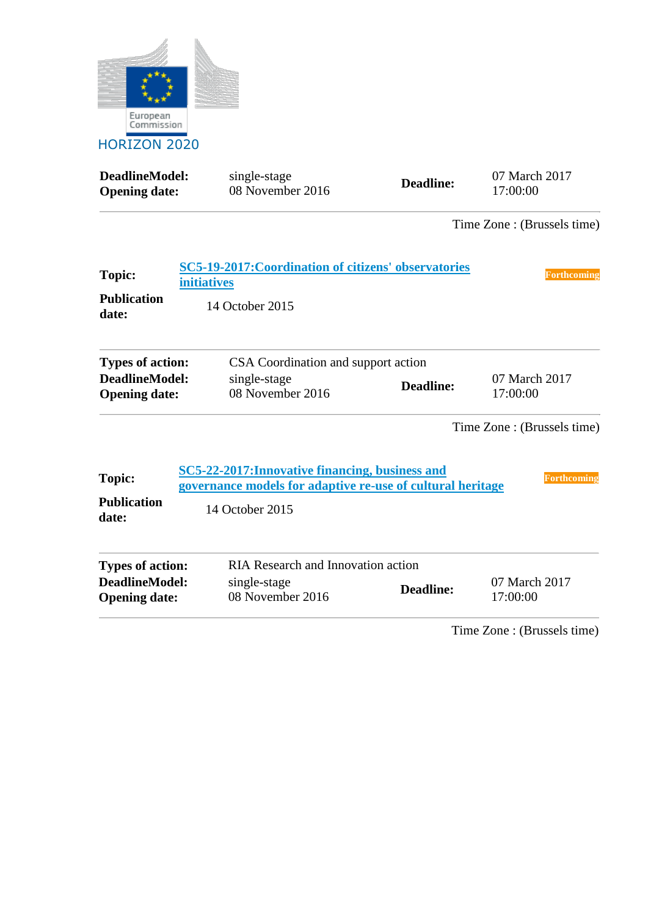HORIZON 2020

| | | | |
|---|---|---|---|
| **DeadlineModel:** | single-stage | **Deadline:** | 07 March 2017 17:00:00 |
| **Opening date:** | 08 November 2016 | | |

Time Zone : (Brussels time)

| | | |
|---|---|---|
| **Topic:** | SC5-19-2017:Coordination of citizens' observatories initiatives | Forthcoming |
| **Publication date:** | 14 October 2015 | |

| | | | |
|---|---|---|---|
| **Types of action:** | CSA Coordination and support action | | |
| **DeadlineModel:** | single-stage | **Deadline:** | 07 March 2017 17:00:00 |
| **Opening date:** | 08 November 2016 | | |

Time Zone : (Brussels time)

| | | |
|---|---|---|
| **Topic:** | SC5-22-2017:Innovative financing, business and governance models for adaptive re-use of cultural heritage | Forthcoming |
| **Publication date:** | 14 October 2015 | |

| | | | |
|---|---|---|---|
| **Types of action:** | RIA Research and Innovation action | | |
| **DeadlineModel:** | single-stage | **Deadline:** | 07 March 2017 17:00:00 |
| **Opening date:** | 08 November 2016 | | |

Time Zone : (Brussels time)